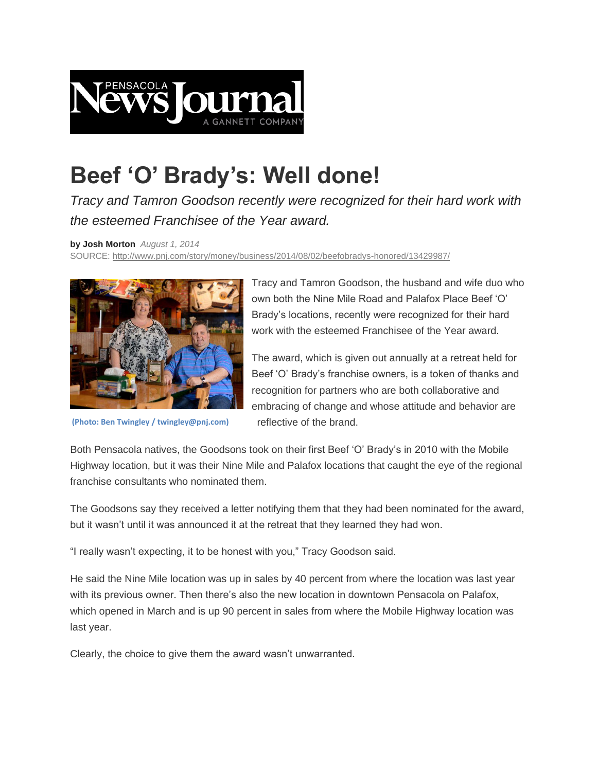Pensacola News Journal — A Gannett Company

# Beef 'O' Brady's: Well done!

*Tracy and Tamron Goodson recently were recognized for their hard work with the esteemed Franchisee of the Year award.*

**by Josh Morton** *August 1, 2014*
SOURCE: http://www.pnj.com/story/money/business/2014/08/02/beefobradys-honored/13429987/

(Photo: Ben Twingley / twingley@pnj.com)

Tracy and Tamron Goodson, the husband and wife duo who own both the Nine Mile Road and Palafox Place Beef 'O' Brady's locations, recently were recognized for their hard work with the esteemed Franchisee of the Year award.

The award, which is given out annually at a retreat held for Beef 'O' Brady's franchise owners, is a token of thanks and recognition for partners who are both collaborative and embracing of change and whose attitude and behavior are reflective of the brand.

Both Pensacola natives, the Goodsons took on their first Beef 'O' Brady's in 2010 with the Mobile Highway location, but it was their Nine Mile and Palafox locations that caught the eye of the regional franchise consultants who nominated them.

The Goodsons say they received a letter notifying them that they had been nominated for the award, but it wasn't until it was announced it at the retreat that they learned they had won.

"I really wasn't expecting, it to be honest with you," Tracy Goodson said.

He said the Nine Mile location was up in sales by 40 percent from where the location was last year with its previous owner. Then there's also the new location in downtown Pensacola on Palafox, which opened in March and is up 90 percent in sales from where the Mobile Highway location was last year.

Clearly, the choice to give them the award wasn't unwarranted.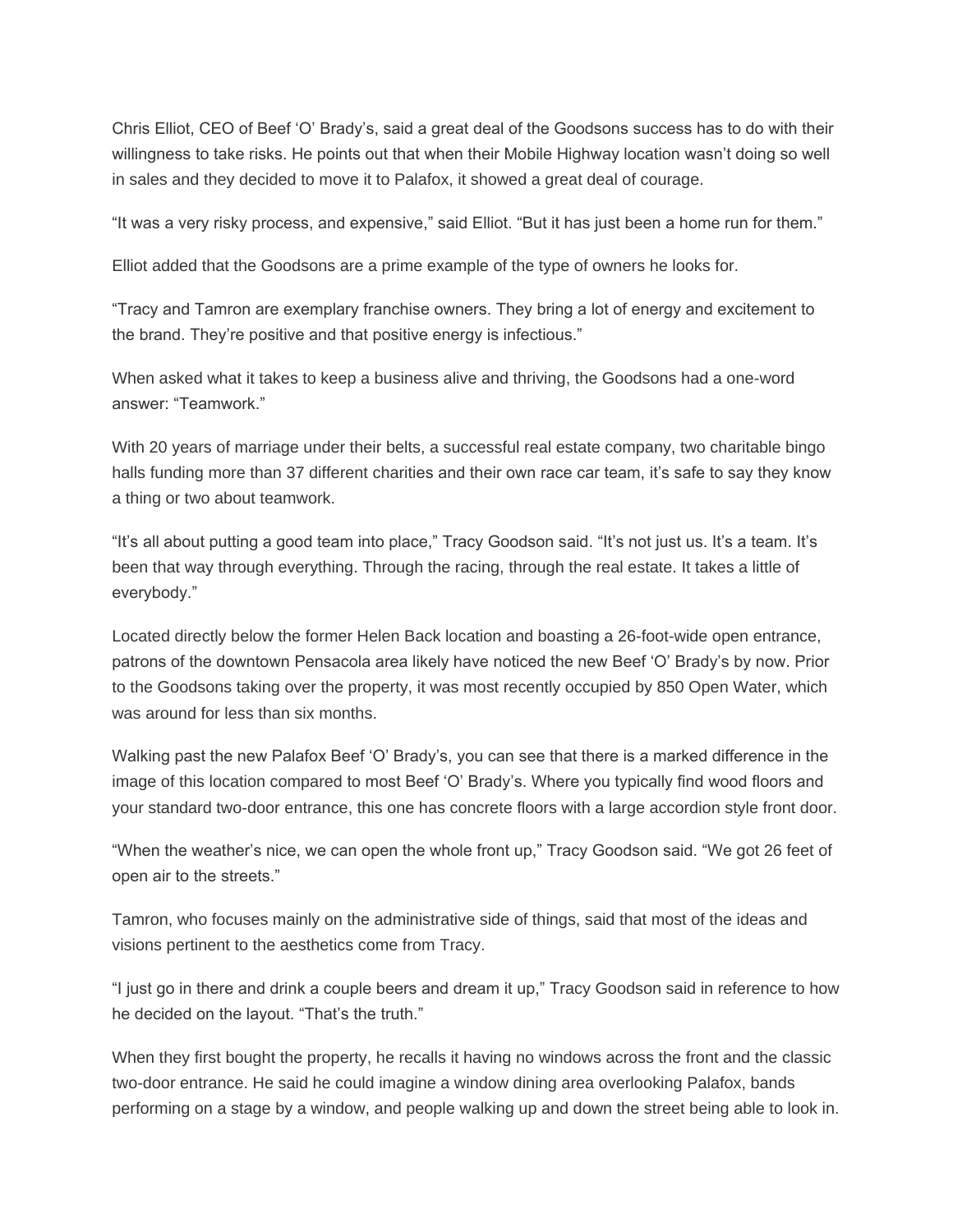Chris Elliot, CEO of Beef 'O' Brady's, said a great deal of the Goodsons success has to do with their willingness to take risks. He points out that when their Mobile Highway location wasn't doing so well in sales and they decided to move it to Palafox, it showed a great deal of courage.

"It was a very risky process, and expensive," said Elliot. "But it has just been a home run for them."

Elliot added that the Goodsons are a prime example of the type of owners he looks for.

"Tracy and Tamron are exemplary franchise owners. They bring a lot of energy and excitement to the brand. They're positive and that positive energy is infectious."

When asked what it takes to keep a business alive and thriving, the Goodsons had a one-word answer: "Teamwork."

With 20 years of marriage under their belts, a successful real estate company, two charitable bingo halls funding more than 37 different charities and their own race car team, it's safe to say they know a thing or two about teamwork.

"It's all about putting a good team into place," Tracy Goodson said. "It's not just us. It's a team. It's been that way through everything. Through the racing, through the real estate. It takes a little of everybody."

Located directly below the former Helen Back location and boasting a 26-foot-wide open entrance, patrons of the downtown Pensacola area likely have noticed the new Beef 'O' Brady's by now. Prior to the Goodsons taking over the property, it was most recently occupied by 850 Open Water, which was around for less than six months.

Walking past the new Palafox Beef 'O' Brady's, you can see that there is a marked difference in the image of this location compared to most Beef 'O' Brady's. Where you typically find wood floors and your standard two-door entrance, this one has concrete floors with a large accordion style front door.

"When the weather's nice, we can open the whole front up," Tracy Goodson said. "We got 26 feet of open air to the streets."

Tamron, who focuses mainly on the administrative side of things, said that most of the ideas and visions pertinent to the aesthetics come from Tracy.

"I just go in there and drink a couple beers and dream it up," Tracy Goodson said in reference to how he decided on the layout. "That's the truth."

When they first bought the property, he recalls it having no windows across the front and the classic two-door entrance. He said he could imagine a window dining area overlooking Palafox, bands performing on a stage by a window, and people walking up and down the street being able to look in.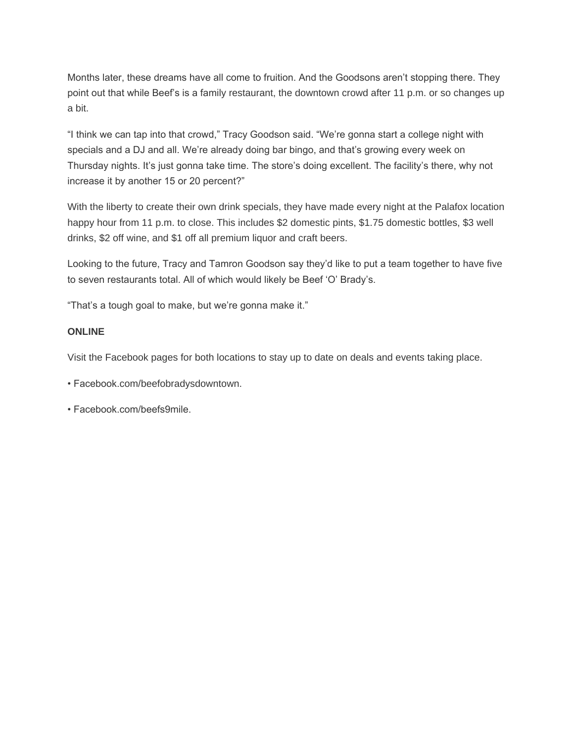Months later, these dreams have all come to fruition. And the Goodsons aren't stopping there. They point out that while Beef's is a family restaurant, the downtown crowd after 11 p.m. or so changes up a bit.

"I think we can tap into that crowd," Tracy Goodson said. "We're gonna start a college night with specials and a DJ and all. We're already doing bar bingo, and that's growing every week on Thursday nights. It's just gonna take time. The store's doing excellent. The facility's there, why not increase it by another 15 or 20 percent?"

With the liberty to create their own drink specials, they have made every night at the Palafox location happy hour from 11 p.m. to close. This includes $2 domestic pints, $1.75 domestic bottles, $3 well drinks, $2 off wine, and $1 off all premium liquor and craft beers.

Looking to the future, Tracy and Tamron Goodson say they'd like to put a team together to have five to seven restaurants total. All of which would likely be Beef 'O' Brady's.

"That's a tough goal to make, but we're gonna make it."

**ONLINE**

Visit the Facebook pages for both locations to stay up to date on deals and events taking place.

• Facebook.com/beefobradysdowntown.

• Facebook.com/beefs9mile.